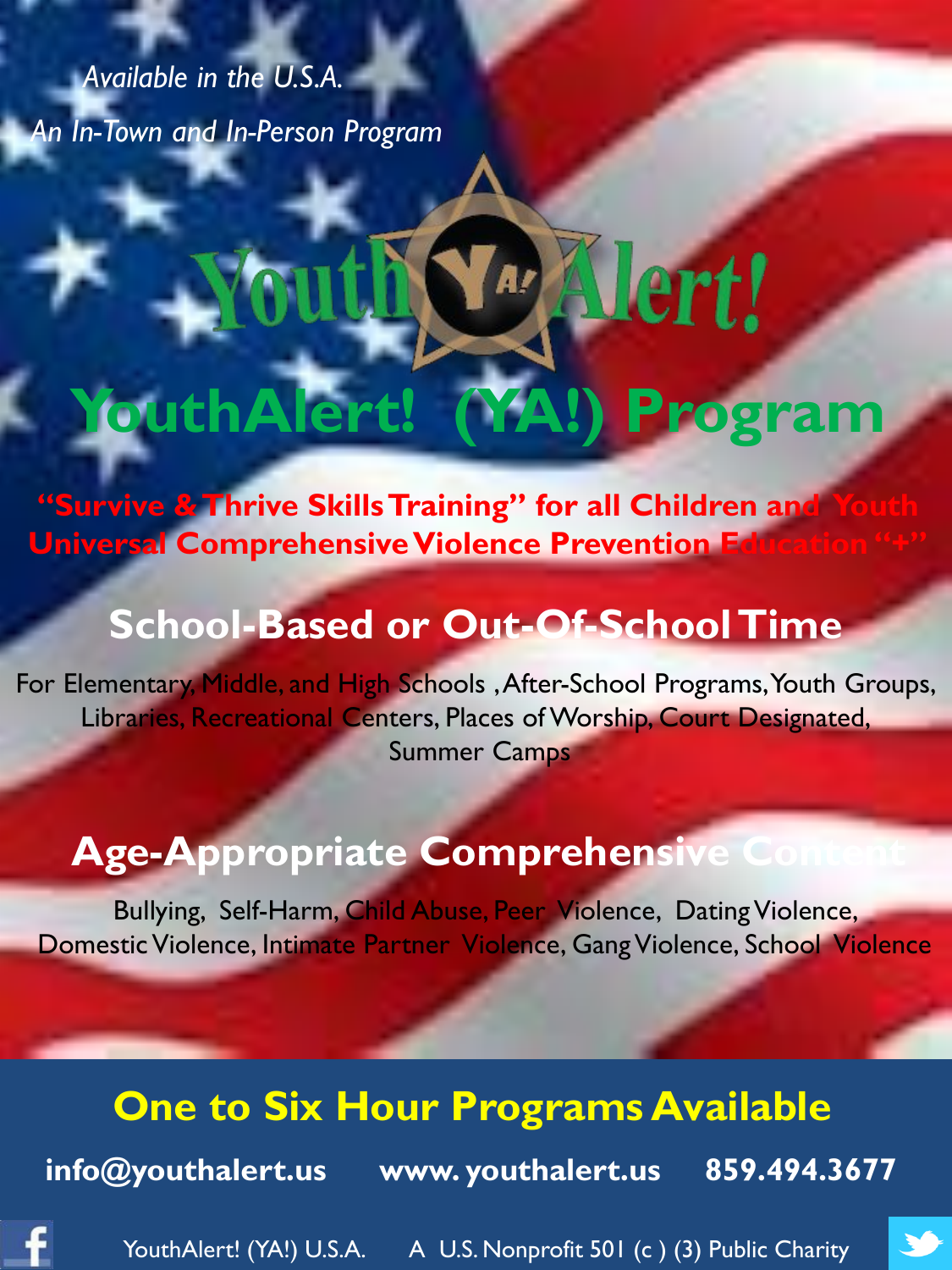*Available in the U.S.A.*

*An In-Town and In-Person Program*

YouthAlert!

# YouthAlert! (YA!) Program

**"Survive & Thrive Skills Training" for all Children and Youth**
**Universal Comprehensive Violence Prevention Education "+"**

## School-Based or Out-Of-School Time

For Elementary, Middle, and High Schools , After-School Programs, Youth Groups, Libraries, Recreational Centers, Places of Worship, Court Designated, Summer Camps

## Age-Appropriate Comprehensive Content

Bullying, Self-Harm, Child Abuse, Peer Violence, Dating Violence, Domestic Violence, Intimate Partner Violence, Gang Violence, School Violence

## One to Six Hour Programs Available

**info@youthalert.us** **www. youthalert.us** **859.494.3677**

YouthAlert! (YA!) U.S.A. A U.S. Nonprofit 501 (c ) (3) Public Charity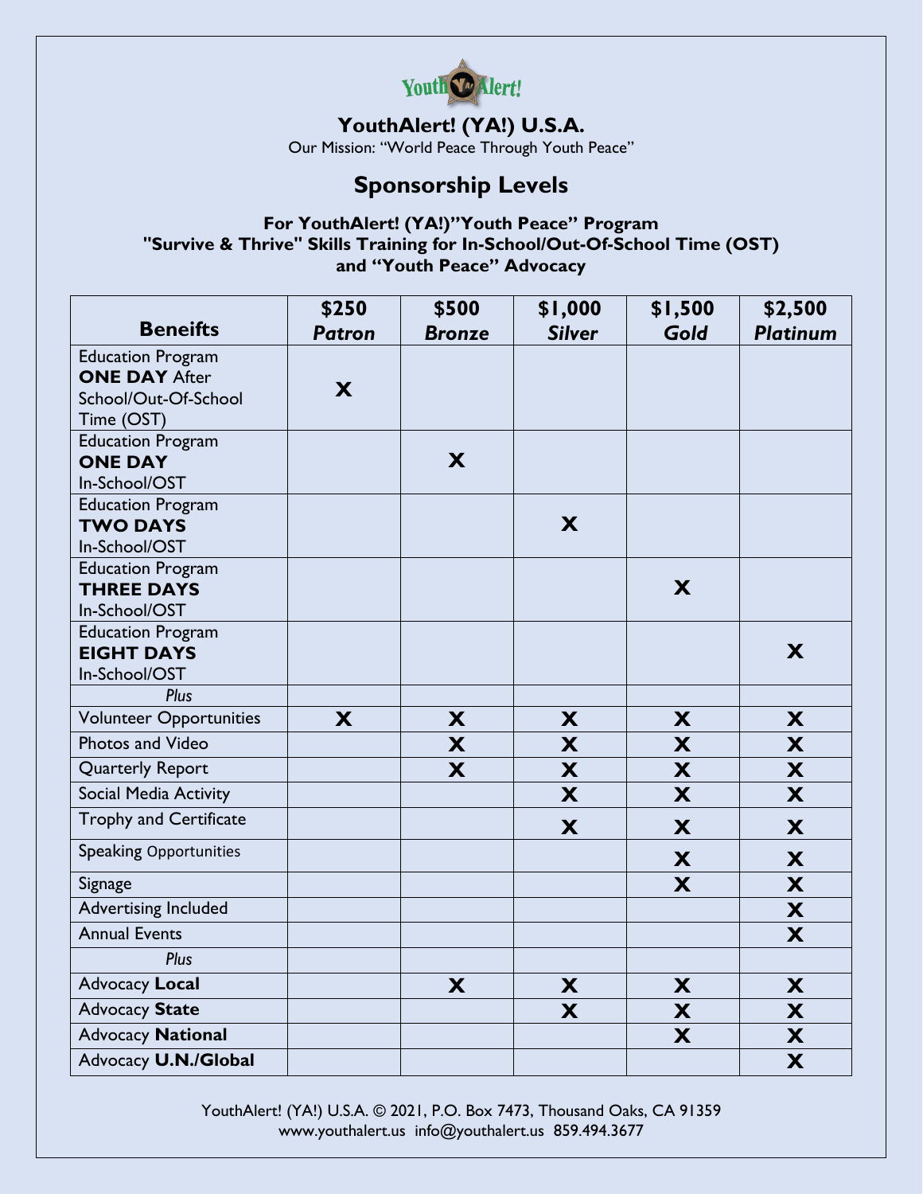# YouthAlert! (YA!) U.S.A.

Our Mission: "World Peace Through Youth Peace"

## Sponsorship Levels

### For YouthAlert! (YA!)"Youth Peace" Program "Survive & Thrive" Skills Training for In-School/Out-Of-School Time (OST) and "Youth Peace" Advocacy

| **Beneifts** | **$250** ***Patron*** | **$500** ***Bronze*** | **$1,000** ***Silver*** | **$1,500** ***Gold*** | **$2,500** ***Platinum*** |
|---|---|---|---|---|---|
| Education Program **ONE DAY** After School/Out-Of-School Time (OST) | X | | | | |
| Education Program **ONE DAY** In-School/OST | | X | | | |
| Education Program **TWO DAYS** In-School/OST | | | X | | |
| Education Program **THREE DAYS** In-School/OST | | | | X | |
| Education Program **EIGHT DAYS** In-School/OST | | | | | X |
| *Plus* | | | | | |
| Volunteer Opportunities | X | X | X | X | X |
| Photos and Video | | X | X | X | X |
| Quarterly Report | | X | X | X | X |
| Social Media Activity | | | X | X | X |
| Trophy and Certificate | | | X | X | X |
| Speaking Opportunities | | | | X | X |
| Signage | | | | X | X |
| Advertising Included | | | | | X |
| Annual Events | | | | | X |
| *Plus* | | | | | |
| Advocacy **Local** | | X | X | X | X |
| Advocacy **State** | | | X | X | X |
| Advocacy **National** | | | | X | X |
| Advocacy **U.N./Global** | | | | | X |

YouthAlert! (YA!) U.S.A. © 2021, P.O. Box 7473, Thousand Oaks, CA 91359
www.youthalert.us info@youthalert.us 859.494.3677